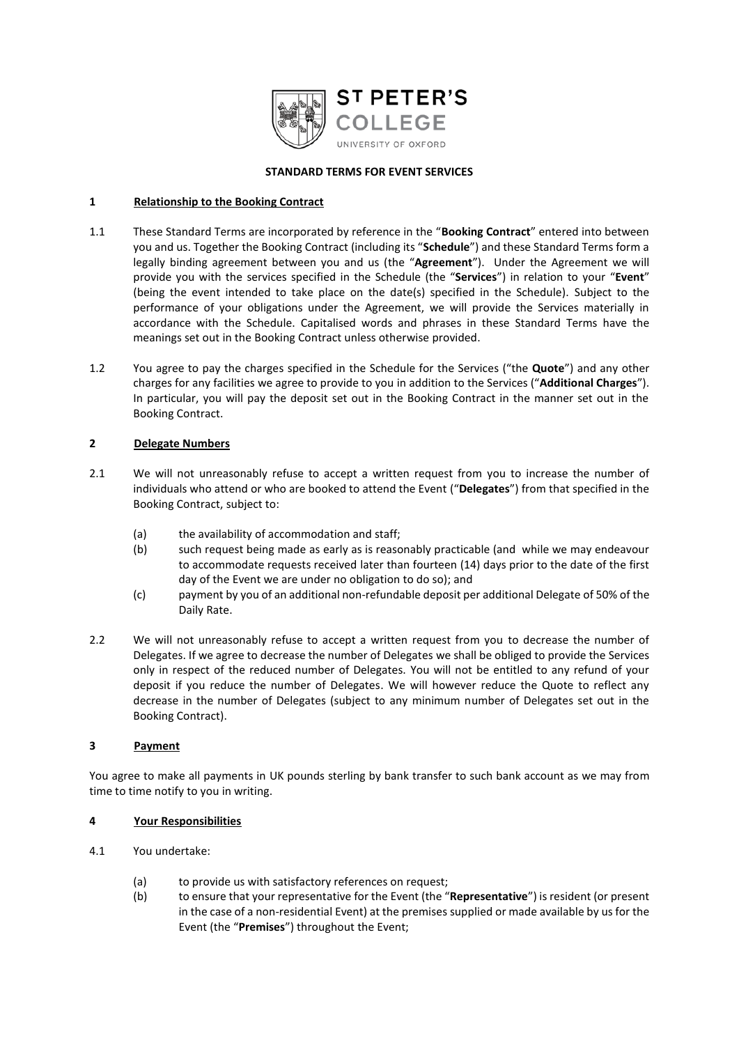**ST PETER'S COLLEGE**
UNIVERSITY OF OXFORD

# STANDARD TERMS FOR EVENT SERVICES

## 1 Relationship to the Booking Contract

1.1 These Standard Terms are incorporated by reference in the "**Booking Contract**" entered into between you and us. Together the Booking Contract (including its "**Schedule**") and these Standard Terms form a legally binding agreement between you and us (the "**Agreement**"). Under the Agreement we will provide you with the services specified in the Schedule (the "**Services**") in relation to your "**Event**" (being the event intended to take place on the date(s) specified in the Schedule). Subject to the performance of your obligations under the Agreement, we will provide the Services materially in accordance with the Schedule. Capitalised words and phrases in these Standard Terms have the meanings set out in the Booking Contract unless otherwise provided.

1.2 You agree to pay the charges specified in the Schedule for the Services ("the **Quote**") and any other charges for any facilities we agree to provide to you in addition to the Services ("**Additional Charges**"). In particular, you will pay the deposit set out in the Booking Contract in the manner set out in the Booking Contract.

## 2 Delegate Numbers

2.1 We will not unreasonably refuse to accept a written request from you to increase the number of individuals who attend or who are booked to attend the Event ("**Delegates**") from that specified in the Booking Contract, subject to:

(a) the availability of accommodation and staff;
(b) such request being made as early as is reasonably practicable (and while we may endeavour to accommodate requests received later than fourteen (14) days prior to the date of the first day of the Event we are under no obligation to do so); and
(c) payment by you of an additional non-refundable deposit per additional Delegate of 50% of the Daily Rate.

2.2 We will not unreasonably refuse to accept a written request from you to decrease the number of Delegates. If we agree to decrease the number of Delegates we shall be obliged to provide the Services only in respect of the reduced number of Delegates. You will not be entitled to any refund of your deposit if you reduce the number of Delegates. We will however reduce the Quote to reflect any decrease in the number of Delegates (subject to any minimum number of Delegates set out in the Booking Contract).

## 3 Payment

You agree to make all payments in UK pounds sterling by bank transfer to such bank account as we may from time to time notify to you in writing.

## 4 Your Responsibilities

4.1 You undertake:

(a) to provide us with satisfactory references on request;
(b) to ensure that your representative for the Event (the "**Representative**") is resident (or present in the case of a non-residential Event) at the premises supplied or made available by us for the Event (the "**Premises**") throughout the Event;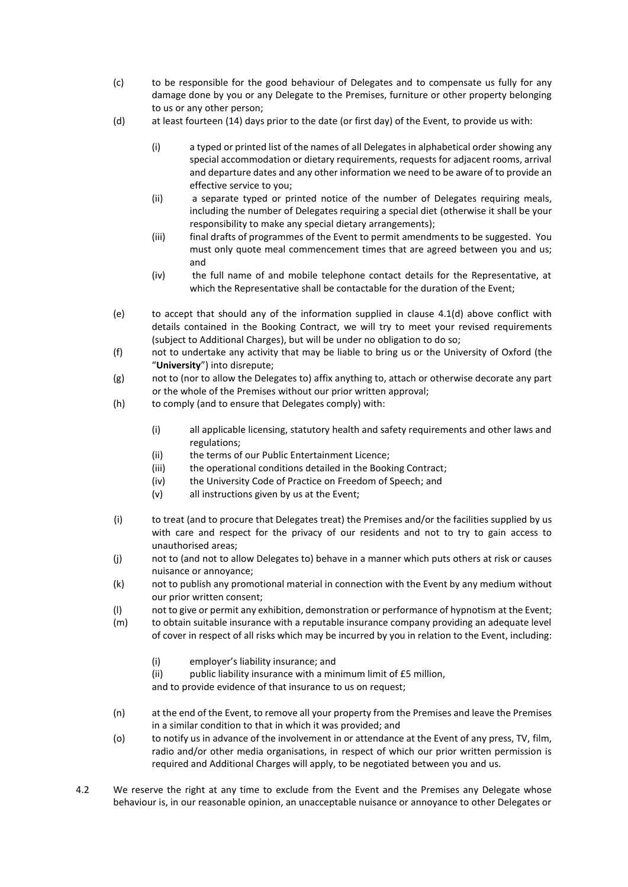(c) to be responsible for the good behaviour of Delegates and to compensate us fully for any damage done by you or any Delegate to the Premises, furniture or other property belonging to us or any other person;

(d) at least fourteen (14) days prior to the date (or first day) of the Event, to provide us with:

  (i) a typed or printed list of the names of all Delegates in alphabetical order showing any special accommodation or dietary requirements, requests for adjacent rooms, arrival and departure dates and any other information we need to be aware of to provide an effective service to you;

  (ii) a separate typed or printed notice of the number of Delegates requiring meals, including the number of Delegates requiring a special diet (otherwise it shall be your responsibility to make any special dietary arrangements);

  (iii) final drafts of programmes of the Event to permit amendments to be suggested. You must only quote meal commencement times that are agreed between you and us; and

  (iv) the full name of and mobile telephone contact details for the Representative, at which the Representative shall be contactable for the duration of the Event;

(e) to accept that should any of the information supplied in clause 4.1(d) above conflict with details contained in the Booking Contract, we will try to meet your revised requirements (subject to Additional Charges), but will be under no obligation to do so;

(f) not to undertake any activity that may be liable to bring us or the University of Oxford (the "**University**") into disrepute;

(g) not to (nor to allow the Delegates to) affix anything to, attach or otherwise decorate any part or the whole of the Premises without our prior written approval;

(h) to comply (and to ensure that Delegates comply) with:

  (i) all applicable licensing, statutory health and safety requirements and other laws and regulations;

  (ii) the terms of our Public Entertainment Licence;

  (iii) the operational conditions detailed in the Booking Contract;

  (iv) the University Code of Practice on Freedom of Speech; and

  (v) all instructions given by us at the Event;

(i) to treat (and to procure that Delegates treat) the Premises and/or the facilities supplied by us with care and respect for the privacy of our residents and not to try to gain access to unauthorised areas;

(j) not to (and not to allow Delegates to) behave in a manner which puts others at risk or causes nuisance or annoyance;

(k) not to publish any promotional material in connection with the Event by any medium without our prior written consent;

(l) not to give or permit any exhibition, demonstration or performance of hypnotism at the Event;

(m) to obtain suitable insurance with a reputable insurance company providing an adequate level of cover in respect of all risks which may be incurred by you in relation to the Event, including:

  (i) employer's liability insurance; and

  (ii) public liability insurance with a minimum limit of £5 million,

  and to provide evidence of that insurance to us on request;

(n) at the end of the Event, to remove all your property from the Premises and leave the Premises in a similar condition to that in which it was provided; and

(o) to notify us in advance of the involvement in or attendance at the Event of any press, TV, film, radio and/or other media organisations, in respect of which our prior written permission is required and Additional Charges will apply, to be negotiated between you and us.

4.2 We reserve the right at any time to exclude from the Event and the Premises any Delegate whose behaviour is, in our reasonable opinion, an unacceptable nuisance or annoyance to other Delegates or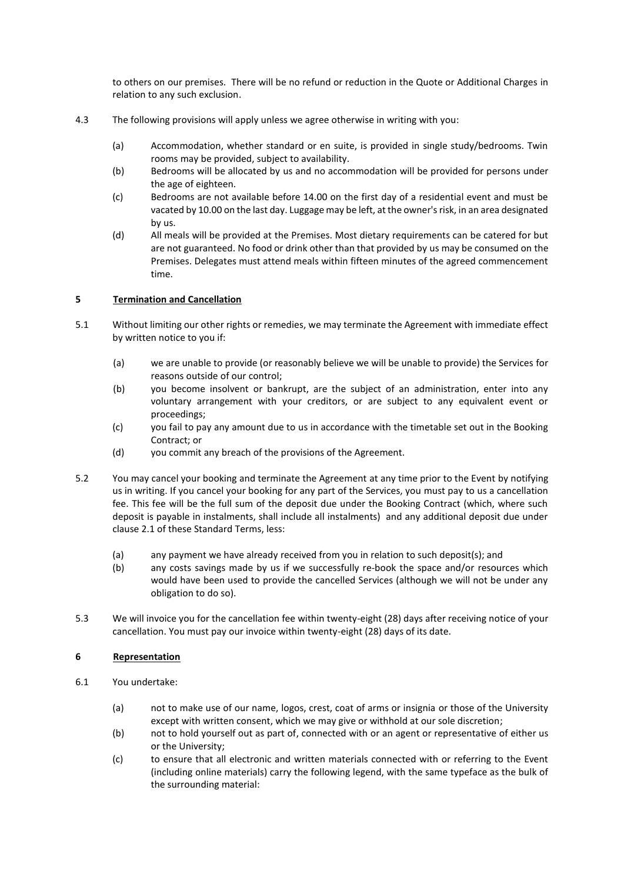to others on our premises. There will be no refund or reduction in the Quote or Additional Charges in relation to any such exclusion.

4.3 The following provisions will apply unless we agree otherwise in writing with you:

(a) Accommodation, whether standard or en suite, is provided in single study/bedrooms. Twin rooms may be provided, subject to availability.

(b) Bedrooms will be allocated by us and no accommodation will be provided for persons under the age of eighteen.

(c) Bedrooms are not available before 14.00 on the first day of a residential event and must be vacated by 10.00 on the last day. Luggage may be left, at the owner's risk, in an area designated by us.

(d) All meals will be provided at the Premises. Most dietary requirements can be catered for but are not guaranteed. No food or drink other than that provided by us may be consumed on the Premises. Delegates must attend meals within fifteen minutes of the agreed commencement time.

## 5 Termination and Cancellation

5.1 Without limiting our other rights or remedies, we may terminate the Agreement with immediate effect by written notice to you if:

(a) we are unable to provide (or reasonably believe we will be unable to provide) the Services for reasons outside of our control;

(b) you become insolvent or bankrupt, are the subject of an administration, enter into any voluntary arrangement with your creditors, or are subject to any equivalent event or proceedings;

(c) you fail to pay any amount due to us in accordance with the timetable set out in the Booking Contract; or

(d) you commit any breach of the provisions of the Agreement.

5.2 You may cancel your booking and terminate the Agreement at any time prior to the Event by notifying us in writing. If you cancel your booking for any part of the Services, you must pay to us a cancellation fee. This fee will be the full sum of the deposit due under the Booking Contract (which, where such deposit is payable in instalments, shall include all instalments) and any additional deposit due under clause 2.1 of these Standard Terms, less:

(a) any payment we have already received from you in relation to such deposit(s); and

(b) any costs savings made by us if we successfully re-book the space and/or resources which would have been used to provide the cancelled Services (although we will not be under any obligation to do so).

5.3 We will invoice you for the cancellation fee within twenty-eight (28) days after receiving notice of your cancellation. You must pay our invoice within twenty-eight (28) days of its date.

## 6 Representation

6.1 You undertake:

(a) not to make use of our name, logos, crest, coat of arms or insignia or those of the University except with written consent, which we may give or withhold at our sole discretion;

(b) not to hold yourself out as part of, connected with or an agent or representative of either us or the University;

(c) to ensure that all electronic and written materials connected with or referring to the Event (including online materials) carry the following legend, with the same typeface as the bulk of the surrounding material: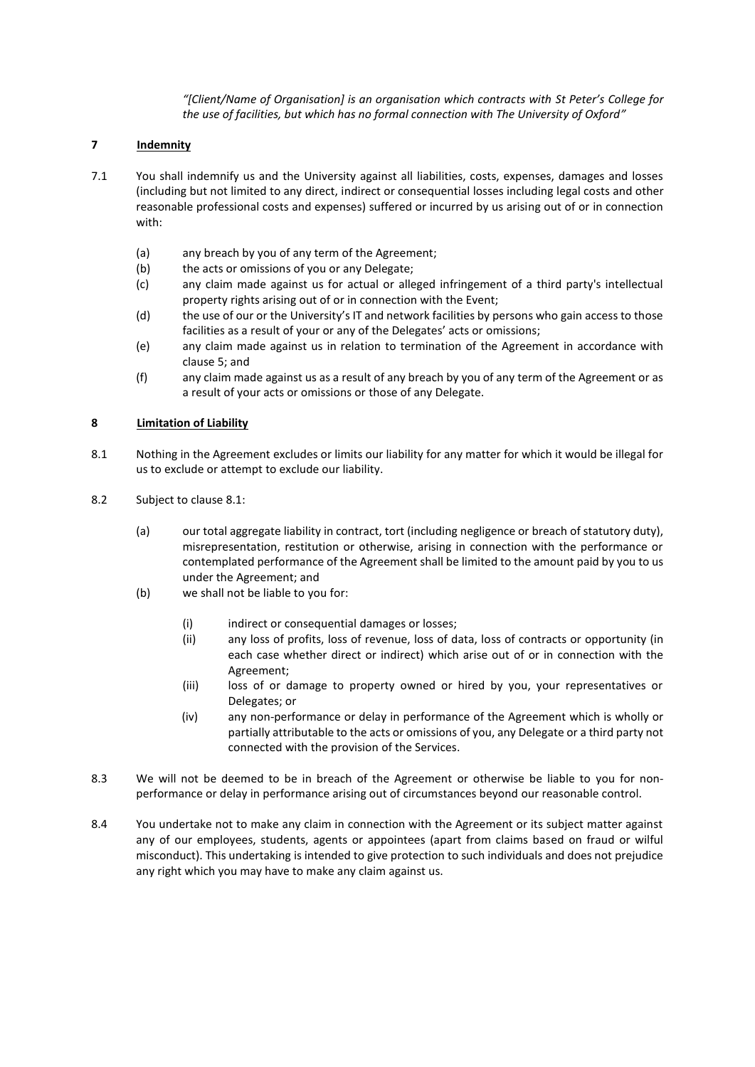*"[Client/Name of Organisation] is an organisation which contracts with St Peter's College for the use of facilities, but which has no formal connection with The University of Oxford"*

## 7 Indemnity

7.1 You shall indemnify us and the University against all liabilities, costs, expenses, damages and losses (including but not limited to any direct, indirect or consequential losses including legal costs and other reasonable professional costs and expenses) suffered or incurred by us arising out of or in connection with:

- (a) any breach by you of any term of the Agreement;
- (b) the acts or omissions of you or any Delegate;
- (c) any claim made against us for actual or alleged infringement of a third party's intellectual property rights arising out of or in connection with the Event;
- (d) the use of our or the University's IT and network facilities by persons who gain access to those facilities as a result of your or any of the Delegates' acts or omissions;
- (e) any claim made against us in relation to termination of the Agreement in accordance with clause 5; and
- (f) any claim made against us as a result of any breach by you of any term of the Agreement or as a result of your acts or omissions or those of any Delegate.

## 8 Limitation of Liability

8.1 Nothing in the Agreement excludes or limits our liability for any matter for which it would be illegal for us to exclude or attempt to exclude our liability.

8.2 Subject to clause 8.1:

- (a) our total aggregate liability in contract, tort (including negligence or breach of statutory duty), misrepresentation, restitution or otherwise, arising in connection with the performance or contemplated performance of the Agreement shall be limited to the amount paid by you to us under the Agreement; and
- (b) we shall not be liable to you for:
  - (i) indirect or consequential damages or losses;
  - (ii) any loss of profits, loss of revenue, loss of data, loss of contracts or opportunity (in each case whether direct or indirect) which arise out of or in connection with the Agreement;
  - (iii) loss of or damage to property owned or hired by you, your representatives or Delegates; or
  - (iv) any non-performance or delay in performance of the Agreement which is wholly or partially attributable to the acts or omissions of you, any Delegate or a third party not connected with the provision of the Services.

8.3 We will not be deemed to be in breach of the Agreement or otherwise be liable to you for non-performance or delay in performance arising out of circumstances beyond our reasonable control.

8.4 You undertake not to make any claim in connection with the Agreement or its subject matter against any of our employees, students, agents or appointees (apart from claims based on fraud or wilful misconduct). This undertaking is intended to give protection to such individuals and does not prejudice any right which you may have to make any claim against us.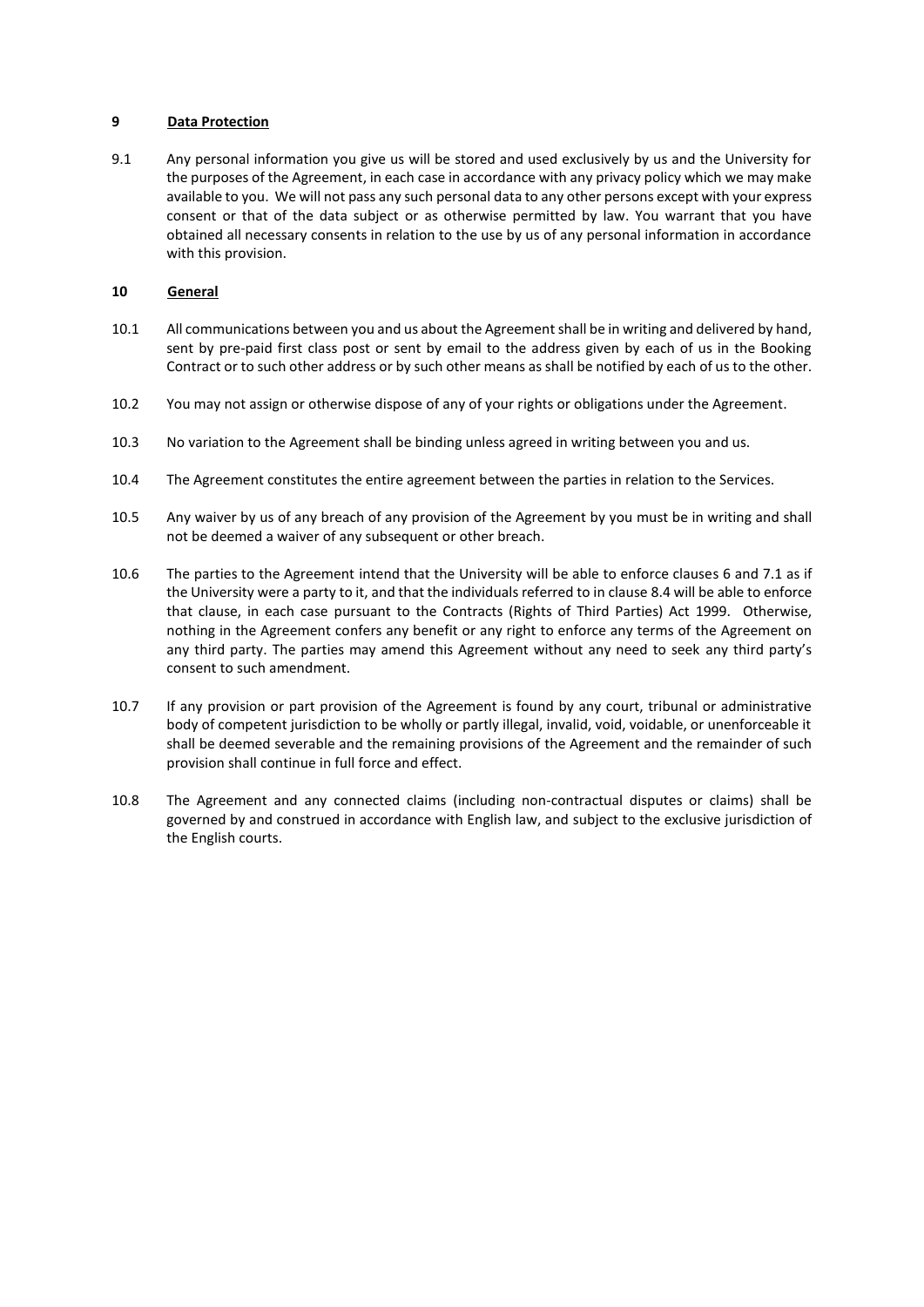## 9 Data Protection

9.1 Any personal information you give us will be stored and used exclusively by us and the University for the purposes of the Agreement, in each case in accordance with any privacy policy which we may make available to you. We will not pass any such personal data to any other persons except with your express consent or that of the data subject or as otherwise permitted by law. You warrant that you have obtained all necessary consents in relation to the use by us of any personal information in accordance with this provision.

## 10 General

10.1 All communications between you and us about the Agreement shall be in writing and delivered by hand, sent by pre-paid first class post or sent by email to the address given by each of us in the Booking Contract or to such other address or by such other means as shall be notified by each of us to the other.

10.2 You may not assign or otherwise dispose of any of your rights or obligations under the Agreement.

10.3 No variation to the Agreement shall be binding unless agreed in writing between you and us.

10.4 The Agreement constitutes the entire agreement between the parties in relation to the Services.

10.5 Any waiver by us of any breach of any provision of the Agreement by you must be in writing and shall not be deemed a waiver of any subsequent or other breach.

10.6 The parties to the Agreement intend that the University will be able to enforce clauses 6 and 7.1 as if the University were a party to it, and that the individuals referred to in clause 8.4 will be able to enforce that clause, in each case pursuant to the Contracts (Rights of Third Parties) Act 1999. Otherwise, nothing in the Agreement confers any benefit or any right to enforce any terms of the Agreement on any third party. The parties may amend this Agreement without any need to seek any third party's consent to such amendment.

10.7 If any provision or part provision of the Agreement is found by any court, tribunal or administrative body of competent jurisdiction to be wholly or partly illegal, invalid, void, voidable, or unenforceable it shall be deemed severable and the remaining provisions of the Agreement and the remainder of such provision shall continue in full force and effect.

10.8 The Agreement and any connected claims (including non-contractual disputes or claims) shall be governed by and construed in accordance with English law, and subject to the exclusive jurisdiction of the English courts.